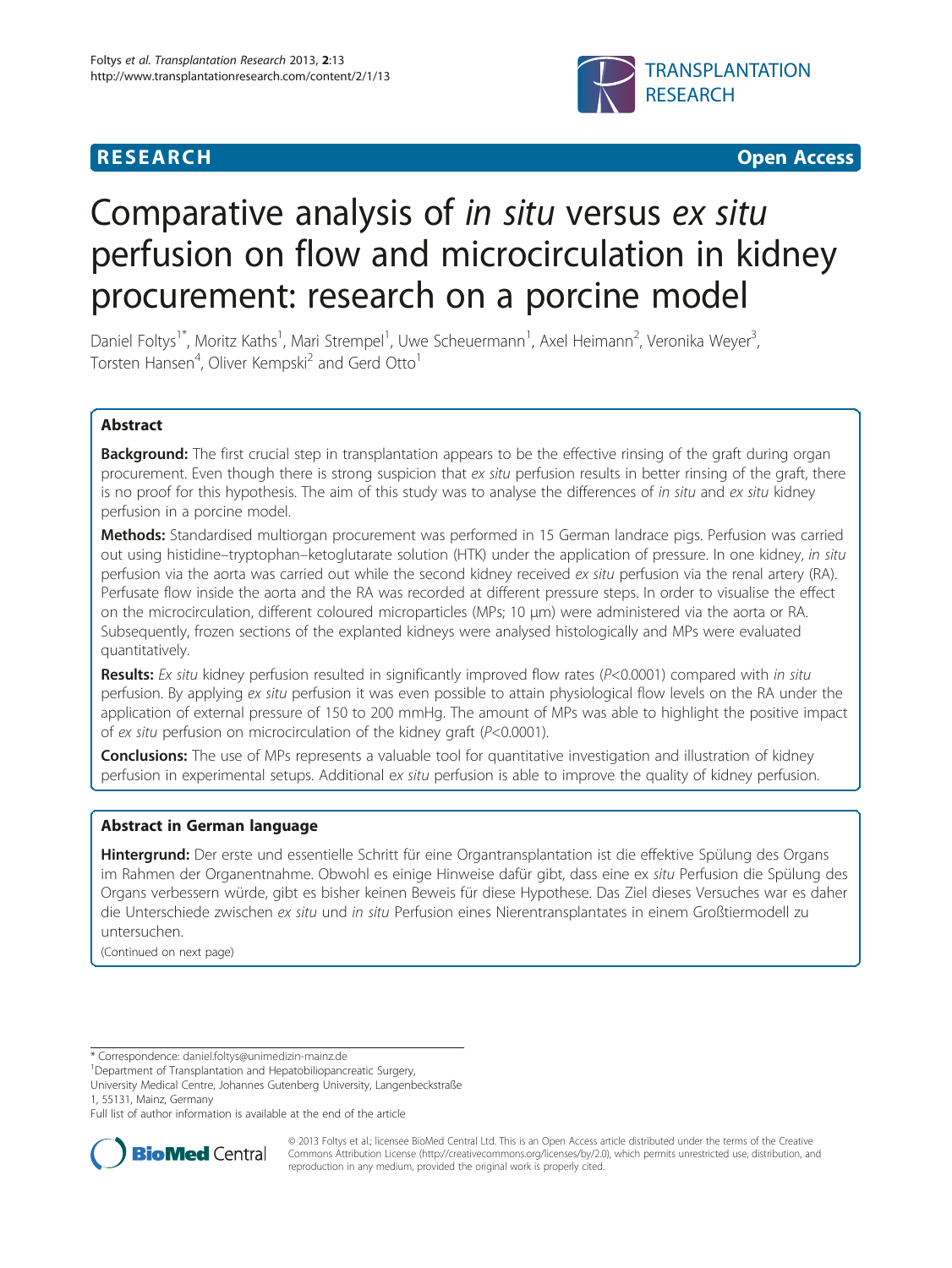**RESEARCH** **Open Access**

# Comparative analysis of *in situ* versus *ex situ* perfusion on flow and microcirculation in kidney procurement: research on a porcine model

Daniel Foltys[1*], Moritz Kaths[1], Mari Strempel[1], Uwe Scheuermann[1], Axel Heimann[2], Veronika Weyer[3], Torsten Hansen[4], Oliver Kempski[2] and Gerd Otto[1]

## Abstract

**Background:** The first crucial step in transplantation appears to be the effective rinsing of the graft during organ procurement. Even though there is strong suspicion that *ex situ* perfusion results in better rinsing of the graft, there is no proof for this hypothesis. The aim of this study was to analyse the differences of *in situ* and *ex situ* kidney perfusion in a porcine model.

**Methods:** Standardised multiorgan procurement was performed in 15 German landrace pigs. Perfusion was carried out using histidine–tryptophan–ketoglutarate solution (HTK) under the application of pressure. In one kidney, *in situ* perfusion via the aorta was carried out while the second kidney received *ex situ* perfusion via the renal artery (RA). Perfusate flow inside the aorta and the RA was recorded at different pressure steps. In order to visualise the effect on the microcirculation, different coloured microparticles (MPs; 10 μm) were administered via the aorta or RA. Subsequently, frozen sections of the explanted kidneys were analysed histologically and MPs were evaluated quantitatively.

**Results:** *Ex situ* kidney perfusion resulted in significantly improved flow rates ($P<0.0001$) compared with *in situ* perfusion. By applying *ex situ* perfusion it was even possible to attain physiological flow levels on the RA under the application of external pressure of 150 to 200 mmHg. The amount of MPs was able to highlight the positive impact of *ex situ* perfusion on microcirculation of the kidney graft ($P<0.0001$).

**Conclusions:** The use of MPs represents a valuable tool for quantitative investigation and illustration of kidney perfusion in experimental setups. Additional *ex situ* perfusion is able to improve the quality of kidney perfusion.

## Abstract in German language

**Hintergrund:** Der erste und essentielle Schritt für eine Organtransplantation ist die effektive Spülung des Organs im Rahmen der Organentnahme. Obwohl es einige Hinweise dafür gibt, dass eine ex *situ* Perfusion die Spülung des Organs verbessern würde, gibt es bisher keinen Beweis für diese Hypothese. Das Ziel dieses Versuches war es daher die Unterschiede zwischen *ex situ* und *in situ* Perfusion eines Nierentransplantates in einem Großtiermodell zu untersuchen.

(Continued on next page)

\* Correspondence: daniel.foltys@unimedizin-mainz.de
[1]Department of Transplantation and Hepatobiliopancreatic Surgery, University Medical Centre, Johannes Gutenberg University, Langenbeckstraße 1, 55131, Mainz, Germany

Full list of author information is available at the end of the article

© 2013 Foltys et al.; licensee BioMed Central Ltd. This is an Open Access article distributed under the terms of the Creative Commons Attribution License (http://creativecommons.org/licenses/by/2.0), which permits unrestricted use, distribution, and reproduction in any medium, provided the original work is properly cited.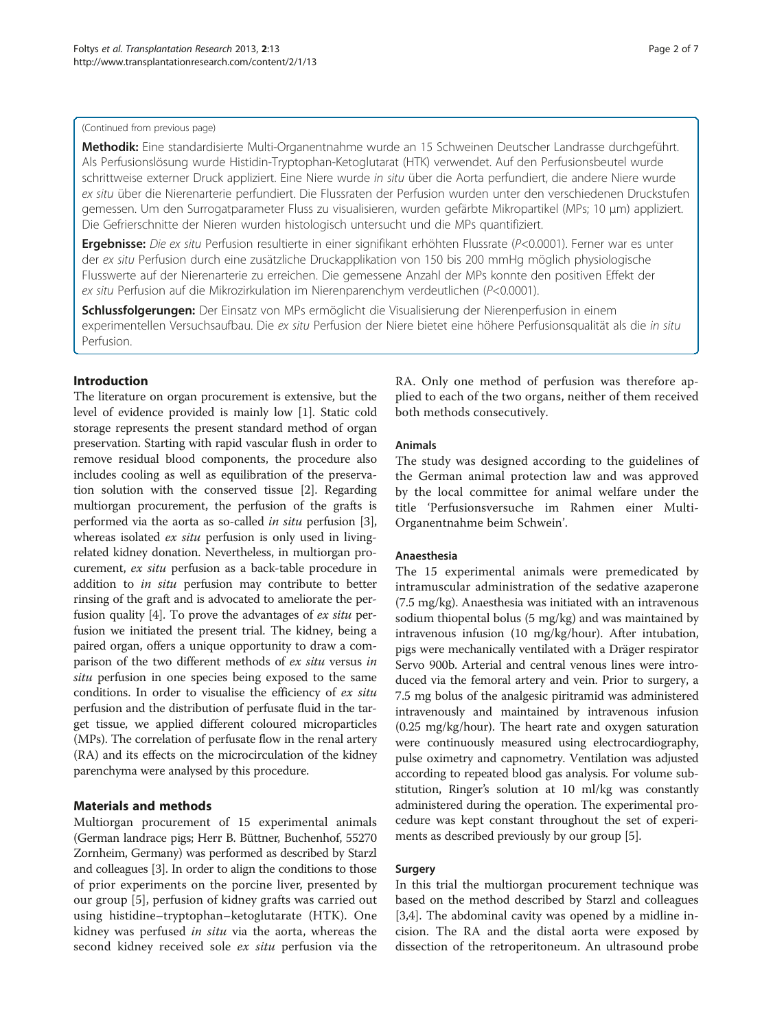(Continued from previous page)

**Methodik:** Eine standardisierte Multi-Organentnahme wurde an 15 Schweinen Deutscher Landrasse durchgeführt. Als Perfusionslösung wurde Histidin-Tryptophan-Ketoglutarat (HTK) verwendet. Auf den Perfusionsbeutel wurde schrittweise externer Druck appliziert. Eine Niere wurde *in situ* über die Aorta perfundiert, die andere Niere wurde *ex situ* über die Nierenarterie perfundiert. Die Flussraten der Perfusion wurden unter den verschiedenen Druckstufen gemessen. Um den Surrogatparameter Fluss zu visualisieren, wurden gefärbte Mikropartikel (MPs; 10 μm) appliziert. Die Gefrierschnitte der Nieren wurden histologisch untersucht und die MPs quantifiziert.

**Ergebnisse:** *Die ex situ Perfusion resultierte in einer signifikant erhöhten Flussrate* ($P<0.0001$). Ferner war es unter der *ex situ* Perfusion durch eine zusätzliche Druckapplikation von 150 bis 200 mmHg möglich physiologische Flusswerte auf der Nierenarterie zu erreichen. Die gemessene Anzahl der MPs konnte den positiven Effekt der *ex situ* Perfusion auf die Mikrozirkulation im Nierenparenchym verdeutlichen ($P<0.0001$).

**Schlussfolgerungen:** Der Einsatz von MPs ermöglicht die Visualisierung der Nierenperfusion in einem experimentellen Versuchsaufbau. Die *ex situ* Perfusion der Niere bietet eine höhere Perfusionsqualität als die *in situ* Perfusion.

## Introduction

The literature on organ procurement is extensive, but the level of evidence provided is mainly low [1]. Static cold storage represents the present standard method of organ preservation. Starting with rapid vascular flush in order to remove residual blood components, the procedure also includes cooling as well as equilibration of the preservation solution with the conserved tissue [2]. Regarding multiorgan procurement, the perfusion of the grafts is performed via the aorta as so-called *in situ* perfusion [3], whereas isolated *ex situ* perfusion is only used in living-related kidney donation. Nevertheless, in multiorgan procurement, *ex situ* perfusion as a back-table procedure in addition to *in situ* perfusion may contribute to better rinsing of the graft and is advocated to ameliorate the perfusion quality [4]. To prove the advantages of *ex situ* perfusion we initiated the present trial. The kidney, being a paired organ, offers a unique opportunity to draw a comparison of the two different methods of *ex situ* versus *in situ* perfusion in one species being exposed to the same conditions. In order to visualise the efficiency of *ex situ* perfusion and the distribution of perfusate fluid in the target tissue, we applied different coloured microparticles (MPs). The correlation of perfusate flow in the renal artery (RA) and its effects on the microcirculation of the kidney parenchyma were analysed by this procedure.

## Materials and methods

Multiorgan procurement of 15 experimental animals (German landrace pigs; Herr B. Büttner, Buchenhof, 55270 Zornheim, Germany) was performed as described by Starzl and colleagues [3]. In order to align the conditions to those of prior experiments on the porcine liver, presented by our group [5], perfusion of kidney grafts was carried out using histidine–tryptophan–ketoglutarate (HTK). One kidney was perfused *in situ* via the aorta, whereas the second kidney received sole *ex situ* perfusion via the RA. Only one method of perfusion was therefore applied to each of the two organs, neither of them received both methods consecutively.

### Animals

The study was designed according to the guidelines of the German animal protection law and was approved by the local committee for animal welfare under the title 'Perfusionsversuche im Rahmen einer Multi-Organentnahme beim Schwein'.

### Anaesthesia

The 15 experimental animals were premedicated by intramuscular administration of the sedative azaperone (7.5 mg/kg). Anaesthesia was initiated with an intravenous sodium thiopental bolus (5 mg/kg) and was maintained by intravenous infusion (10 mg/kg/hour). After intubation, pigs were mechanically ventilated with a Dräger respirator Servo 900b. Arterial and central venous lines were introduced via the femoral artery and vein. Prior to surgery, a 7.5 mg bolus of the analgesic piritramid was administered intravenously and maintained by intravenous infusion (0.25 mg/kg/hour). The heart rate and oxygen saturation were continuously measured using electrocardiography, pulse oximetry and capnometry. Ventilation was adjusted according to repeated blood gas analysis. For volume substitution, Ringer's solution at 10 ml/kg was constantly administered during the operation. The experimental procedure was kept constant throughout the set of experiments as described previously by our group [5].

### Surgery

In this trial the multiorgan procurement technique was based on the method described by Starzl and colleagues [3,4]. The abdominal cavity was opened by a midline incision. The RA and the distal aorta were exposed by dissection of the retroperitoneum. An ultrasound probe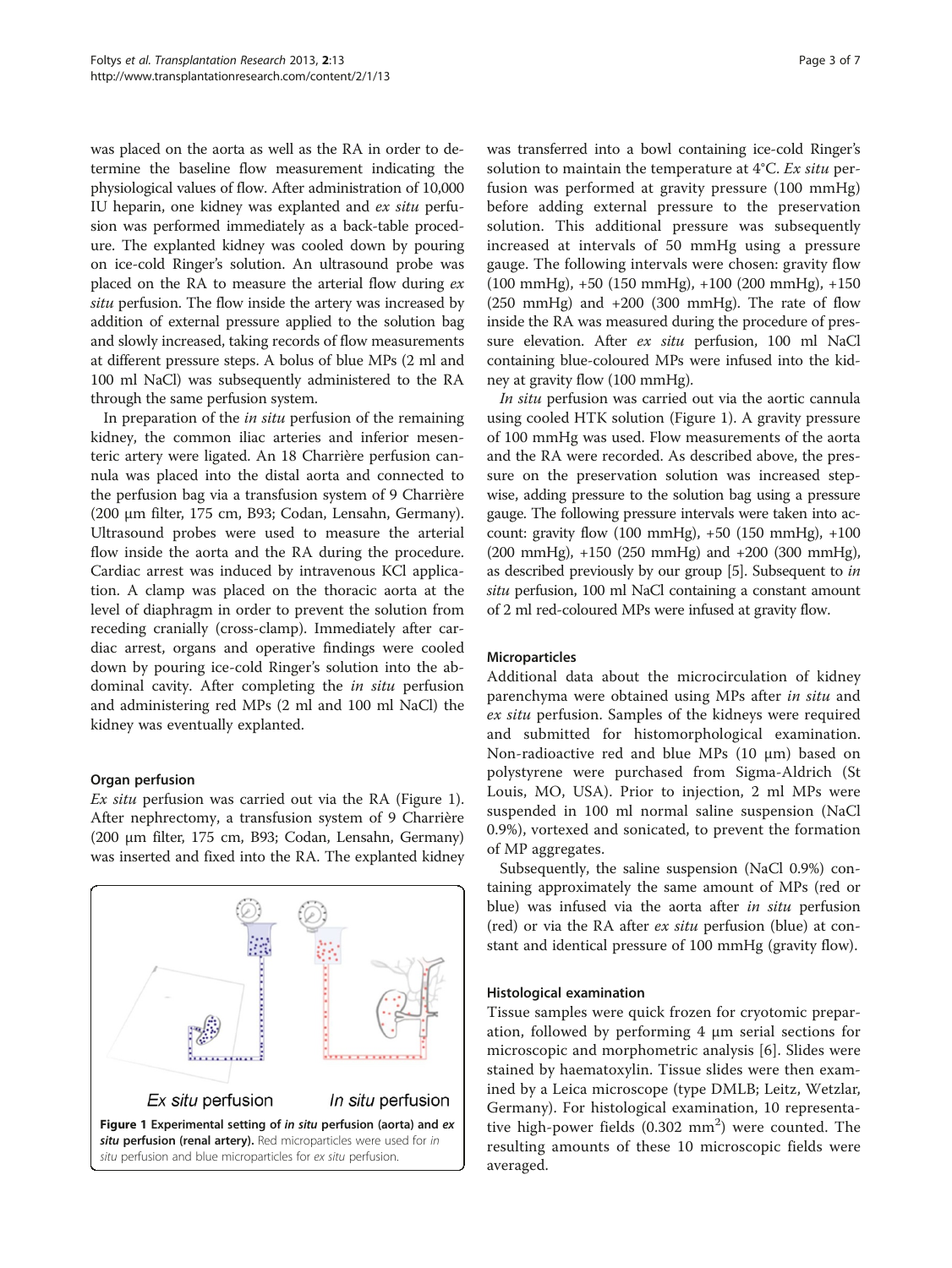was placed on the aorta as well as the RA in order to determine the baseline flow measurement indicating the physiological values of flow. After administration of 10,000 IU heparin, one kidney was explanted and *ex situ* perfusion was performed immediately as a back-table procedure. The explanted kidney was cooled down by pouring on ice-cold Ringer's solution. An ultrasound probe was placed on the RA to measure the arterial flow during *ex situ* perfusion. The flow inside the artery was increased by addition of external pressure applied to the solution bag and slowly increased, taking records of flow measurements at different pressure steps. A bolus of blue MPs (2 ml and 100 ml NaCl) was subsequently administered to the RA through the same perfusion system.

In preparation of the *in situ* perfusion of the remaining kidney, the common iliac arteries and inferior mesenteric artery were ligated. An 18 Charrière perfusion cannula was placed into the distal aorta and connected to the perfusion bag via a transfusion system of 9 Charrière (200 μm filter, 175 cm, B93; Codan, Lensahn, Germany). Ultrasound probes were used to measure the arterial flow inside the aorta and the RA during the procedure. Cardiac arrest was induced by intravenous KCl application. A clamp was placed on the thoracic aorta at the level of diaphragm in order to prevent the solution from receding cranially (cross-clamp). Immediately after cardiac arrest, organs and operative findings were cooled down by pouring ice-cold Ringer's solution into the abdominal cavity. After completing the *in situ* perfusion and administering red MPs (2 ml and 100 ml NaCl) the kidney was eventually explanted.

### Organ perfusion

*Ex situ* perfusion was carried out via the RA (Figure 1). After nephrectomy, a transfusion system of 9 Charrière (200 μm filter, 175 cm, B93; Codan, Lensahn, Germany) was inserted and fixed into the RA. The explanted kidney was transferred into a bowl containing ice-cold Ringer's solution to maintain the temperature at 4°C. *Ex situ* perfusion was performed at gravity pressure (100 mmHg) before adding external pressure to the preservation solution. This additional pressure was subsequently increased at intervals of 50 mmHg using a pressure gauge. The following intervals were chosen: gravity flow (100 mmHg), +50 (150 mmHg), +100 (200 mmHg), +150 (250 mmHg) and +200 (300 mmHg). The rate of flow inside the RA was measured during the procedure of pressure elevation. After *ex situ* perfusion, 100 ml NaCl containing blue-coloured MPs were infused into the kidney at gravity flow (100 mmHg).

*In situ* perfusion was carried out via the aortic cannula using cooled HTK solution (Figure 1). A gravity pressure of 100 mmHg was used. Flow measurements of the aorta and the RA were recorded. As described above, the pressure on the preservation solution was increased stepwise, adding pressure to the solution bag using a pressure gauge. The following pressure intervals were taken into account: gravity flow (100 mmHg), +50 (150 mmHg), +100 (200 mmHg), +150 (250 mmHg) and +200 (300 mmHg), as described previously by our group [5]. Subsequent to *in situ* perfusion, 100 ml NaCl containing a constant amount of 2 ml red-coloured MPs were infused at gravity flow.

**Figure 1 Experimental setting of *in situ* perfusion (aorta) and *ex situ* perfusion (renal artery).** Red microparticles were used for *in situ* perfusion and blue microparticles for *ex situ* perfusion.

### Microparticles

Additional data about the microcirculation of kidney parenchyma were obtained using MPs after *in situ* and *ex situ* perfusion. Samples of the kidneys were required and submitted for histomorphological examination. Non-radioactive red and blue MPs (10 μm) based on polystyrene were purchased from Sigma-Aldrich (St Louis, MO, USA). Prior to injection, 2 ml MPs were suspended in 100 ml normal saline suspension (NaCl 0.9%), vortexed and sonicated, to prevent the formation of MP aggregates.

Subsequently, the saline suspension (NaCl 0.9%) containing approximately the same amount of MPs (red or blue) was infused via the aorta after *in situ* perfusion (red) or via the RA after *ex situ* perfusion (blue) at constant and identical pressure of 100 mmHg (gravity flow).

### Histological examination

Tissue samples were quick frozen for cryotomic preparation, followed by performing 4 μm serial sections for microscopic and morphometric analysis [6]. Slides were stained by haematoxylin. Tissue slides were then examined by a Leica microscope (type DMLB; Leitz, Wetzlar, Germany). For histological examination, 10 representative high-power fields (0.302 $mm^2$) were counted. The resulting amounts of these 10 microscopic fields were averaged.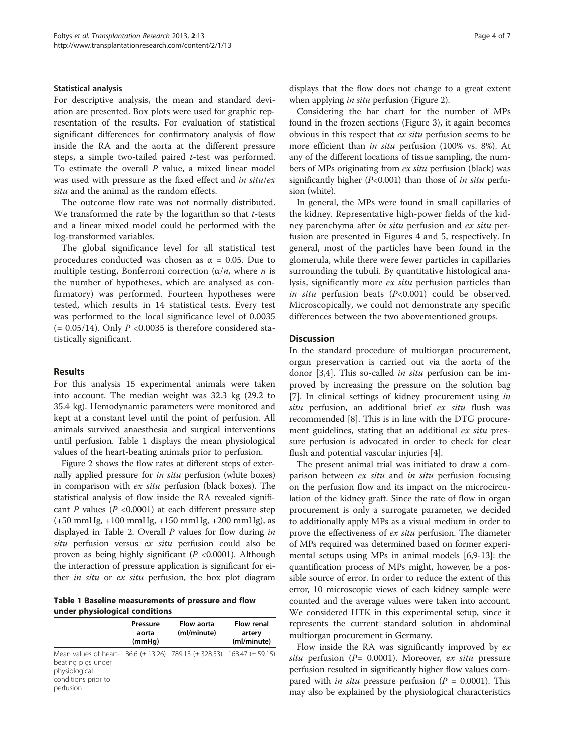### Statistical analysis

For descriptive analysis, the mean and standard deviation are presented. Box plots were used for graphic representation of the results. For evaluation of statistical significant differences for confirmatory analysis of flow inside the RA and the aorta at the different pressure steps, a simple two-tailed paired *t*-test was performed. To estimate the overall *P* value, a mixed linear model was used with pressure as the fixed effect and *in situ*/*ex situ* and the animal as the random effects.

The outcome flow rate was not normally distributed. We transformed the rate by the logarithm so that *t*-tests and a linear mixed model could be performed with the log-transformed variables.

The global significance level for all statistical test procedures conducted was chosen as $\alpha = 0.05$. Due to multiple testing, Bonferroni correction ($\alpha/n$, where $n$ is the number of hypotheses, which are analysed as confirmatory) was performed. Fourteen hypotheses were tested, which results in 14 statistical tests. Every test was performed to the local significance level of 0.0035 (= 0.05/14). Only $P < 0.0035$ is therefore considered statistically significant.

## Results

For this analysis 15 experimental animals were taken into account. The median weight was 32.3 kg (29.2 to 35.4 kg). Hemodynamic parameters were monitored and kept at a constant level until the point of perfusion. All animals survived anaesthesia and surgical interventions until perfusion. Table 1 displays the mean physiological values of the heart-beating animals prior to perfusion.

Figure 2 shows the flow rates at different steps of externally applied pressure for *in situ* perfusion (white boxes) in comparison with *ex situ* perfusion (black boxes). The statistical analysis of flow inside the RA revealed significant *P* values ($P < 0.0001$) at each different pressure step (+50 mmHg, +100 mmHg, +150 mmHg, +200 mmHg), as displayed in Table 2. Overall *P* values for flow during *in situ* perfusion versus *ex situ* perfusion could also be proven as being highly significant ($P < 0.0001$). Although the interaction of pressure application is significant for either *in situ* or *ex situ* perfusion, the box plot diagram displays that the flow does not change to a great extent when applying *in situ* perfusion (Figure 2).

**Table 1 Baseline measurements of pressure and flow under physiological conditions**

| | Pressure aorta (mmHg) | Flow aorta (ml/minute) | Flow renal artery (ml/minute) |
|---|---|---|---|
| Mean values of heart-beating pigs under physiological conditions prior to perfusion | 86.6 (± 13.26) | 789.13 (± 328.53) | 168.47 (± 59.15) |

Considering the bar chart for the number of MPs found in the frozen sections (Figure 3), it again becomes obvious in this respect that *ex situ* perfusion seems to be more efficient than *in situ* perfusion (100% vs. 8%). At any of the different locations of tissue sampling, the numbers of MPs originating from *ex situ* perfusion (black) was significantly higher ($P<0.001$) than those of *in situ* perfusion (white).

In general, the MPs were found in small capillaries of the kidney. Representative high-power fields of the kidney parenchyma after *in situ* perfusion and *ex situ* perfusion are presented in Figures 4 and 5, respectively. In general, most of the particles have been found in the glomerula, while there were fewer particles in capillaries surrounding the tubuli. By quantitative histological analysis, significantly more *ex situ* perfusion particles than *in situ* perfusion beats ($P<0.001$) could be observed. Microscopically, we could not demonstrate any specific differences between the two abovementioned groups.

## Discussion

In the standard procedure of multiorgan procurement, organ preservation is carried out via the aorta of the donor [3,4]. This so-called *in situ* perfusion can be improved by increasing the pressure on the solution bag [7]. In clinical settings of kidney procurement using *in situ* perfusion, an additional brief *ex situ* flush was recommended [8]. This is in line with the DTG procurement guidelines, stating that an additional *ex situ* pressure perfusion is advocated in order to check for clear flush and potential vascular injuries [4].

The present animal trial was initiated to draw a comparison between *ex situ* and *in situ* perfusion focusing on the perfusion flow and its impact on the microcirculation of the kidney graft. Since the rate of flow in organ procurement is only a surrogate parameter, we decided to additionally apply MPs as a visual medium in order to prove the effectiveness of *ex situ* perfusion. The diameter of MPs required was determined based on former experimental setups using MPs in animal models [6,9-13]: the quantification process of MPs might, however, be a possible source of error. In order to reduce the extent of this error, 10 microscopic views of each kidney sample were counted and the average values were taken into account. We considered HTK in this experimental setup, since it represents the current standard solution in abdominal multiorgan procurement in Germany.

Flow inside the RA was significantly improved by *ex situ* perfusion ($P = 0.0001$). Moreover, *ex situ* pressure perfusion resulted in significantly higher flow values compared with *in situ* pressure perfusion ($P = 0.0001$). This may also be explained by the physiological characteristics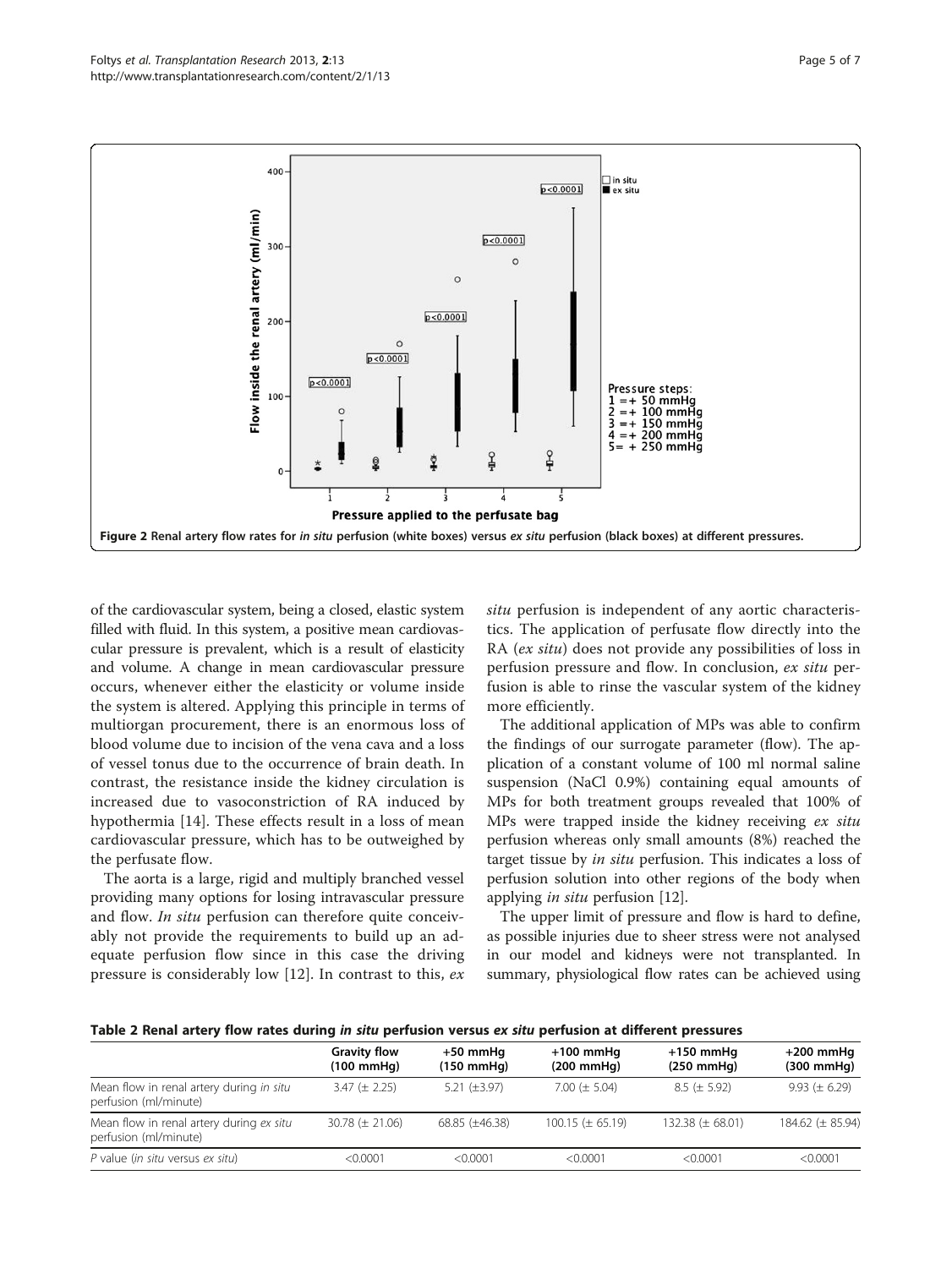Figure 2 Renal artery flow rates for *in situ* perfusion (white boxes) versus *ex situ* perfusion (black boxes) at different pressures.

of the cardiovascular system, being a closed, elastic system filled with fluid. In this system, a positive mean cardiovascular pressure is prevalent, which is a result of elasticity and volume. A change in mean cardiovascular pressure occurs, whenever either the elasticity or volume inside the system is altered. Applying this principle in terms of multiorgan procurement, there is an enormous loss of blood volume due to incision of the vena cava and a loss of vessel tonus due to the occurrence of brain death. In contrast, the resistance inside the kidney circulation is increased due to vasoconstriction of RA induced by hypothermia [14]. These effects result in a loss of mean cardiovascular pressure, which has to be outweighed by the perfusate flow.

The aorta is a large, rigid and multiply branched vessel providing many options for losing intravascular pressure and flow. *In situ* perfusion can therefore quite conceivably not provide the requirements to build up an adequate perfusion flow since in this case the driving pressure is considerably low [12]. In contrast to this, *ex situ* perfusion is independent of any aortic characteristics. The application of perfusate flow directly into the RA (*ex situ*) does not provide any possibilities of loss in perfusion pressure and flow. In conclusion, *ex situ* perfusion is able to rinse the vascular system of the kidney more efficiently.

The additional application of MPs was able to confirm the findings of our surrogate parameter (flow). The application of a constant volume of 100 ml normal saline suspension (NaCl 0.9%) containing equal amounts of MPs for both treatment groups revealed that 100% of MPs were trapped inside the kidney receiving *ex situ* perfusion whereas only small amounts (8%) reached the target tissue by *in situ* perfusion. This indicates a loss of perfusion solution into other regions of the body when applying *in situ* perfusion [12].

The upper limit of pressure and flow is hard to define, as possible injuries due to sheer stress were not analysed in our model and kidneys were not transplanted. In summary, physiological flow rates can be achieved using

**Table 2 Renal artery flow rates during *in situ* perfusion versus *ex situ* perfusion at different pressures**

| | Gravity flow (100 mmHg) | +50 mmHg (150 mmHg) | +100 mmHg (200 mmHg) | +150 mmHg (250 mmHg) | +200 mmHg (300 mmHg) |
|---|---|---|---|---|---|
| Mean flow in renal artery during *in situ* perfusion (ml/minute) | 3.47 (± 2.25) | 5.21 (±3.97) | 7.00 (± 5.04) | 8.5 (± 5.92) | 9.93 (± 6.29) |
| Mean flow in renal artery during *ex situ* perfusion (ml/minute) | 30.78 (± 21.06) | 68.85 (±46.38) | 100.15 (± 65.19) | 132.38 (± 68.01) | 184.62 (± 85.94) |
| *P* value (*in situ* versus *ex situ*) | <0.0001 | <0.0001 | <0.0001 | <0.0001 | <0.0001 |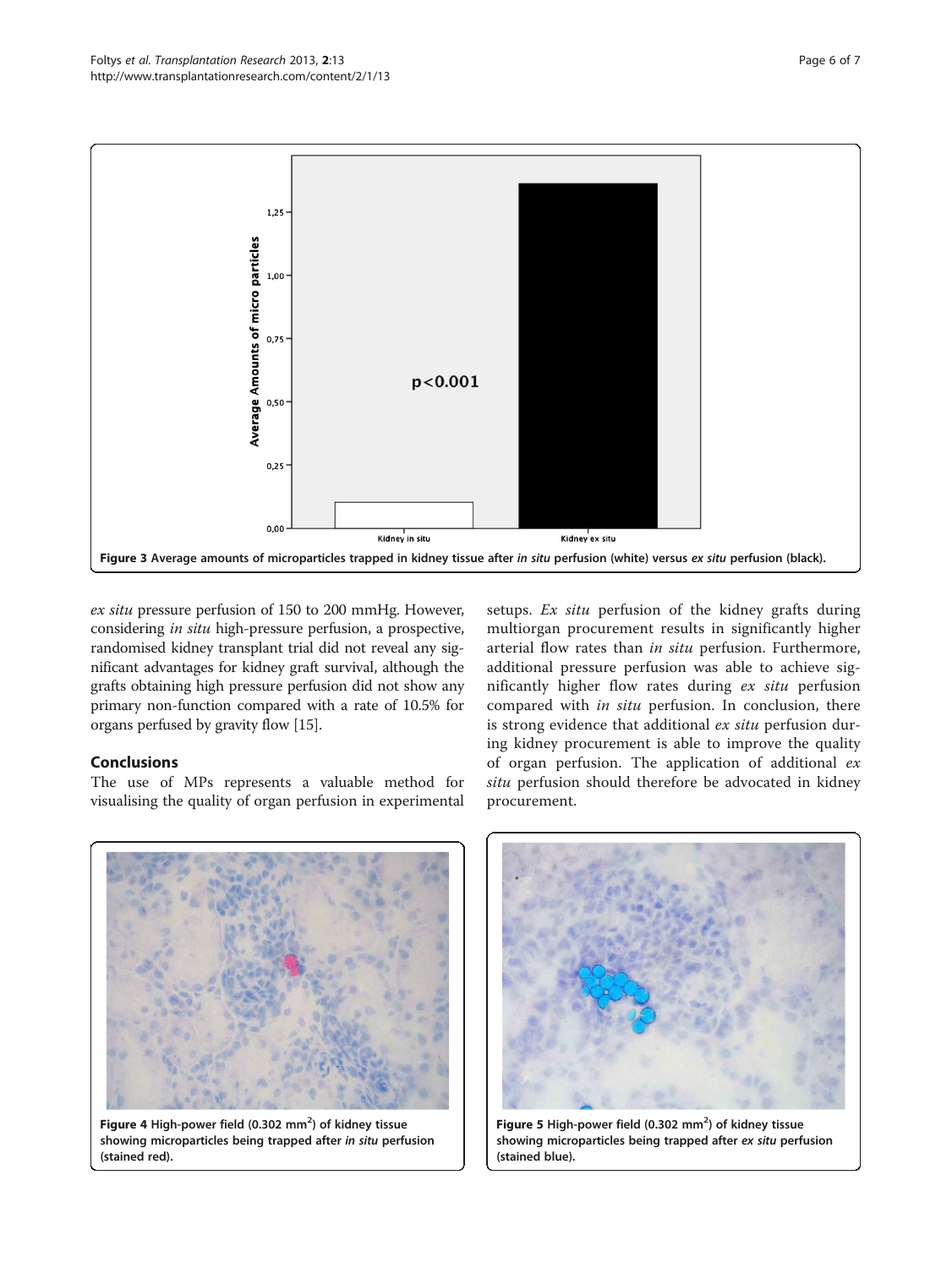Figure 3 Average amounts of microparticles trapped in kidney tissue after *in situ* perfusion (white) versus *ex situ* perfusion (black).

*ex situ* pressure perfusion of 150 to 200 mmHg. However, considering *in situ* high-pressure perfusion, a prospective, randomised kidney transplant trial did not reveal any significant advantages for kidney graft survival, although the grafts obtaining high pressure perfusion did not show any primary non-function compared with a rate of 10.5% for organs perfused by gravity flow [15].

## Conclusions

The use of MPs represents a valuable method for visualising the quality of organ perfusion in experimental setups. *Ex situ* perfusion of the kidney grafts during multiorgan procurement results in significantly higher arterial flow rates than *in situ* perfusion. Furthermore, additional pressure perfusion was able to achieve significantly higher flow rates during *ex situ* perfusion compared with *in situ* perfusion. In conclusion, there is strong evidence that additional *ex situ* perfusion during kidney procurement is able to improve the quality of organ perfusion. The application of additional *ex situ* perfusion should therefore be advocated in kidney procurement.

Figure 4 High-power field (0.302 mm$^2$) of kidney tissue showing microparticles being trapped after *in situ* perfusion (stained red).

Figure 5 High-power field (0.302 mm$^2$) of kidney tissue showing microparticles being trapped after *ex situ* perfusion (stained blue).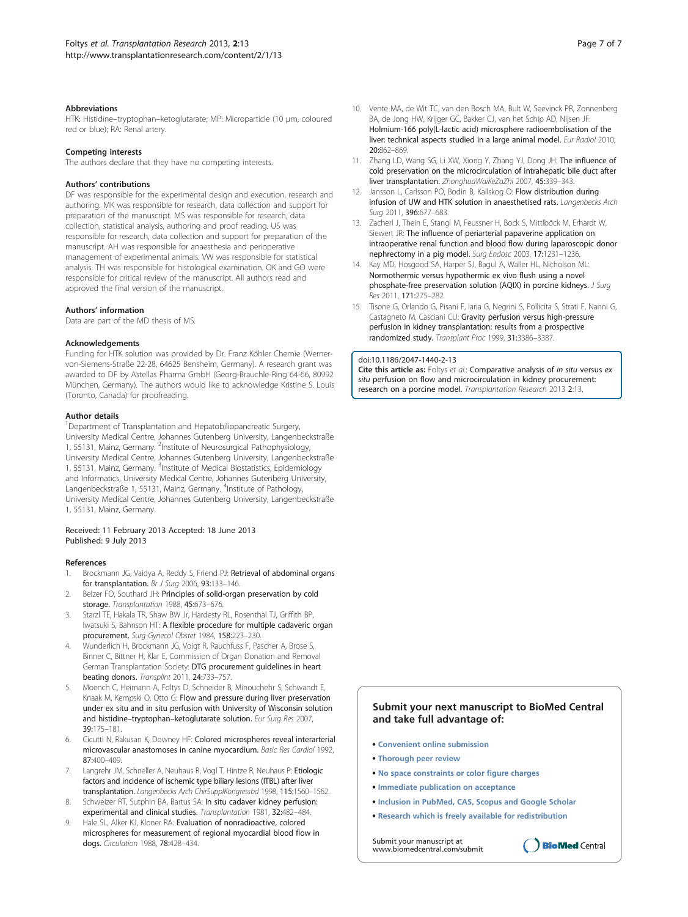### Abbreviations

HTK: Histidine–tryptophan–ketoglutarate; MP: Microparticle (10 μm, coloured red or blue); RA: Renal artery.

### Competing interests

The authors declare that they have no competing interests.

### Authors' contributions

DF was responsible for the experimental design and execution, research and authoring. MK was responsible for research, data collection and support for preparation of the manuscript. MS was responsible for research, data collection, statistical analysis, authoring and proof reading. US was responsible for research, data collection and support for preparation of the manuscript. AH was responsible for anaesthesia and perioperative management of experimental animals. VW was responsible for statistical analysis. TH was responsible for histological examination. OK and GO were responsible for critical review of the manuscript. All authors read and approved the final version of the manuscript.

### Authors' information

Data are part of the MD thesis of MS.

### Acknowledgements

Funding for HTK solution was provided by Dr. Franz Köhler Chemie (Werner-von-Siemens-Straße 22-28, 64625 Bensheim, Germany). A research grant was awarded to DF by Astellas Pharma GmbH (Georg-Brauchle-Ring 64-66, 80992 München, Germany). The authors would like to acknowledge Kristine S. Louis (Toronto, Canada) for proofreading.

### Author details

[1]Department of Transplantation and Hepatobiliopancreatic Surgery, University Medical Centre, Johannes Gutenberg University, Langenbeckstraße 1, 55131, Mainz, Germany. [2]Institute of Neurosurgical Pathophysiology, University Medical Centre, Johannes Gutenberg University, Langenbeckstraße 1, 55131, Mainz, Germany. [3]Institute of Medical Biostatistics, Epidemiology and Informatics, University Medical Centre, Johannes Gutenberg University, Langenbeckstraße 1, 55131, Mainz, Germany. [4]Institute of Pathology, University Medical Centre, Johannes Gutenberg University, Langenbeckstraße 1, 55131, Mainz, Germany.

Received: 11 February 2013 Accepted: 18 June 2013
Published: 9 July 2013

### References

1. Brockmann JG, Vaidya A, Reddy S, Friend PJ: **Retrieval of abdominal organs for transplantation.** *Br J Surg* 2006, **93:**133–146.
2. Belzer FO, Southard JH: **Principles of solid-organ preservation by cold storage.** *Transplantation* 1988, **45:**673–676.
3. Starzl TE, Hakala TR, Shaw BW Jr, Hardesty RL, Rosenthal TJ, Griffith BP, Iwatsuki S, Bahnson HT: **A flexible procedure for multiple cadaveric organ procurement.** *Surg Gynecol Obstet* 1984, **158:**223–230.
4. Wunderlich H, Brockmann JG, Voigt R, Rauchfuss F, Pascher A, Brose S, Binner C, Bittner H, Klar E, Commission of Organ Donation and Removal German Transplantation Society: **DTG procurement guidelines in heart beating donors.** *TransplInt* 2011, **24:**733–757.
5. Moench C, Heimann A, Foltys D, Schneider B, Minouchehr S, Schwandt E, Knaak M, Kempski O, Otto G: **Flow and pressure during liver preservation under ex situ and in situ perfusion with University of Wisconsin solution and histidine–tryptophan–ketoglutarate solution.** *Eur Surg Res* 2007, **39:**175–181.
6. Cicutti N, Rakusan K, Downey HF: **Colored microspheres reveal interarterial microvascular anastomoses in canine myocardium.** *Basic Res Cardiol* 1992, **87:**400–409.
7. Langrehr JM, Schneller A, Neuhaus R, Vogl T, Hintze R, Neuhaus P: **Etiologic factors and incidence of ischemic type biliary lesions (ITBL) after liver transplantation.** *Langenbecks Arch ChirSupplKongressbd* 1998, **115:**1560–1562.
8. Schweizer RT, Sutphin BA, Bartus SA: **In situ cadaver kidney perfusion: experimental and clinical studies.** *Transplantation* 1981, **32:**482–484.
9. Hale SL, Alker KJ, Kloner RA: **Evaluation of nonradioactive, colored microspheres for measurement of regional myocardial blood flow in dogs.** *Circulation* 1988, **78:**428–434.
10. Vente MA, de Wit TC, van den Bosch MA, Bult W, Seevinck PR, Zonnenberg BA, de Jong HW, Krijger GC, Bakker CJ, van het Schip AD, Nijsen JF: **Holmium-166 poly(L-lactic acid) microsphere radioembolisation of the liver: technical aspects studied in a large animal model.** *Eur Radiol* 2010, **20:**862–869.
11. Zhang LD, Wang SG, Li XW, Xiong Y, Zhang YJ, Dong JH: **The influence of cold preservation on the microcirculation of intrahepatic bile duct after liver transplantation.** *ZhonghuaWaiKeZaZhi* 2007, **45:**339–343.
12. Jansson L, Carlsson PO, Bodin B, Kallskog O: **Flow distribution during infusion of UW and HTK solution in anaesthetised rats.** *Langenbecks Arch Surg* 2011, **396:**677–683.
13. Zacherl J, Thein E, Stangl M, Feussner H, Bock S, Mittlböck M, Erhardt W, Siewert JR: **The influence of periarterial papaverine application on intraoperative renal function and blood flow during laparoscopic donor nephrectomy in a pig model.** *Surg Endosc* 2003, **17:**1231–1236.
14. Kay MD, Hosgood SA, Harper SJ, Bagul A, Waller HL, Nicholson ML: **Normothermic versus hypothermic ex vivo flush using a novel phosphate-free preservation solution (AQIX) in porcine kidneys.** *J Surg Res* 2011, **171:**275–282.
15. Tisone G, Orlando G, Pisani F, Iaria G, Negrini S, Pollicita S, Strati F, Nanni G, Castagneto M, Casciani CU: **Gravity perfusion versus high-pressure perfusion in kidney transplantation: results from a prospective randomized study.** *Transplant Proc* 1999, **31:**3386–3387.

doi:10.1186/2047-1440-2-13

**Cite this article as:** Foltys *et al.*: Comparative analysis of *in situ* versus *ex situ* perfusion on flow and microcirculation in kidney procurement: research on a porcine model. *Transplantation Research* 2013 **2**:13.

**Submit your next manuscript to BioMed Central and take full advantage of:**

- Convenient online submission
- Thorough peer review
- No space constraints or color figure charges
- Immediate publication on acceptance
- Inclusion in PubMed, CAS, Scopus and Google Scholar
- Research which is freely available for redistribution

Submit your manuscript at
www.biomedcentral.com/submit

BioMed Central